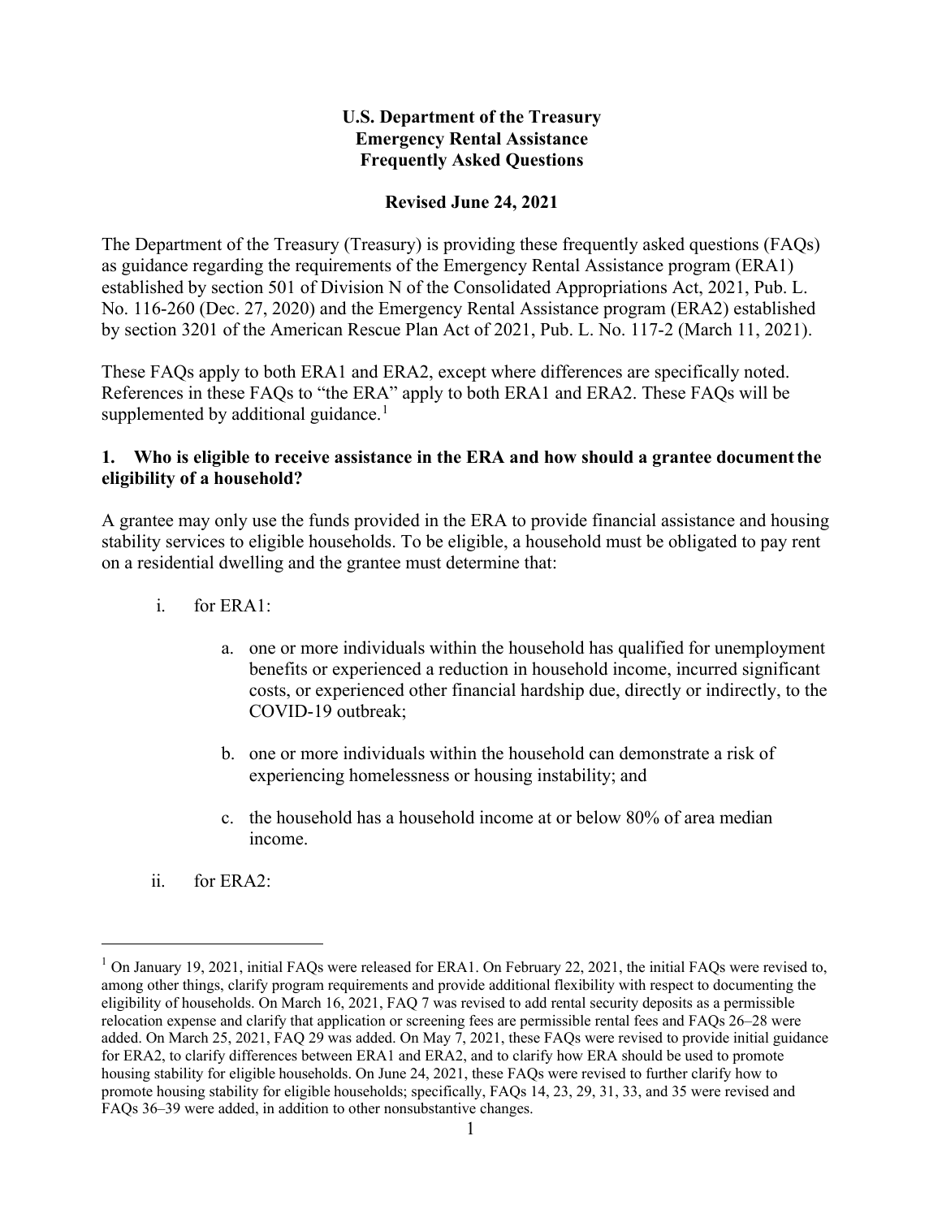**U.S. Department of the Treasury**
**Emergency Rental Assistance**
**Frequently Asked Questions**

**Revised June 24, 2021**

The Department of the Treasury (Treasury) is providing these frequently asked questions (FAQs) as guidance regarding the requirements of the Emergency Rental Assistance program (ERA1) established by section 501 of Division N of the Consolidated Appropriations Act, 2021, Pub. L. No. 116-260 (Dec. 27, 2020) and the Emergency Rental Assistance program (ERA2) established by section 3201 of the American Rescue Plan Act of 2021, Pub. L. No. 117-2 (March 11, 2021).

These FAQs apply to both ERA1 and ERA2, except where differences are specifically noted. References in these FAQs to "the ERA" apply to both ERA1 and ERA2. These FAQs will be supplemented by additional guidance.[1]

**1. Who is eligible to receive assistance in the ERA and how should a grantee document the eligibility of a household?**

A grantee may only use the funds provided in the ERA to provide financial assistance and housing stability services to eligible households. To be eligible, a household must be obligated to pay rent on a residential dwelling and the grantee must determine that:

i. for ERA1:

   a. one or more individuals within the household has qualified for unemployment benefits or experienced a reduction in household income, incurred significant costs, or experienced other financial hardship due, directly or indirectly, to the COVID-19 outbreak;

   b. one or more individuals within the household can demonstrate a risk of experiencing homelessness or housing instability; and

   c. the household has a household income at or below 80% of area median income.

ii. for ERA2:

---

[1] On January 19, 2021, initial FAQs were released for ERA1. On February 22, 2021, the initial FAQs were revised to, among other things, clarify program requirements and provide additional flexibility with respect to documenting the eligibility of households. On March 16, 2021, FAQ 7 was revised to add rental security deposits as a permissible relocation expense and clarify that application or screening fees are permissible rental fees and FAQs 26–28 were added. On March 25, 2021, FAQ 29 was added. On May 7, 2021, these FAQs were revised to provide initial guidance for ERA2, to clarify differences between ERA1 and ERA2, and to clarify how ERA should be used to promote housing stability for eligible households. On June 24, 2021, these FAQs were revised to further clarify how to promote housing stability for eligible households; specifically, FAQs 14, 23, 29, 31, 33, and 35 were revised and FAQs 36–39 were added, in addition to other nonsubstantive changes.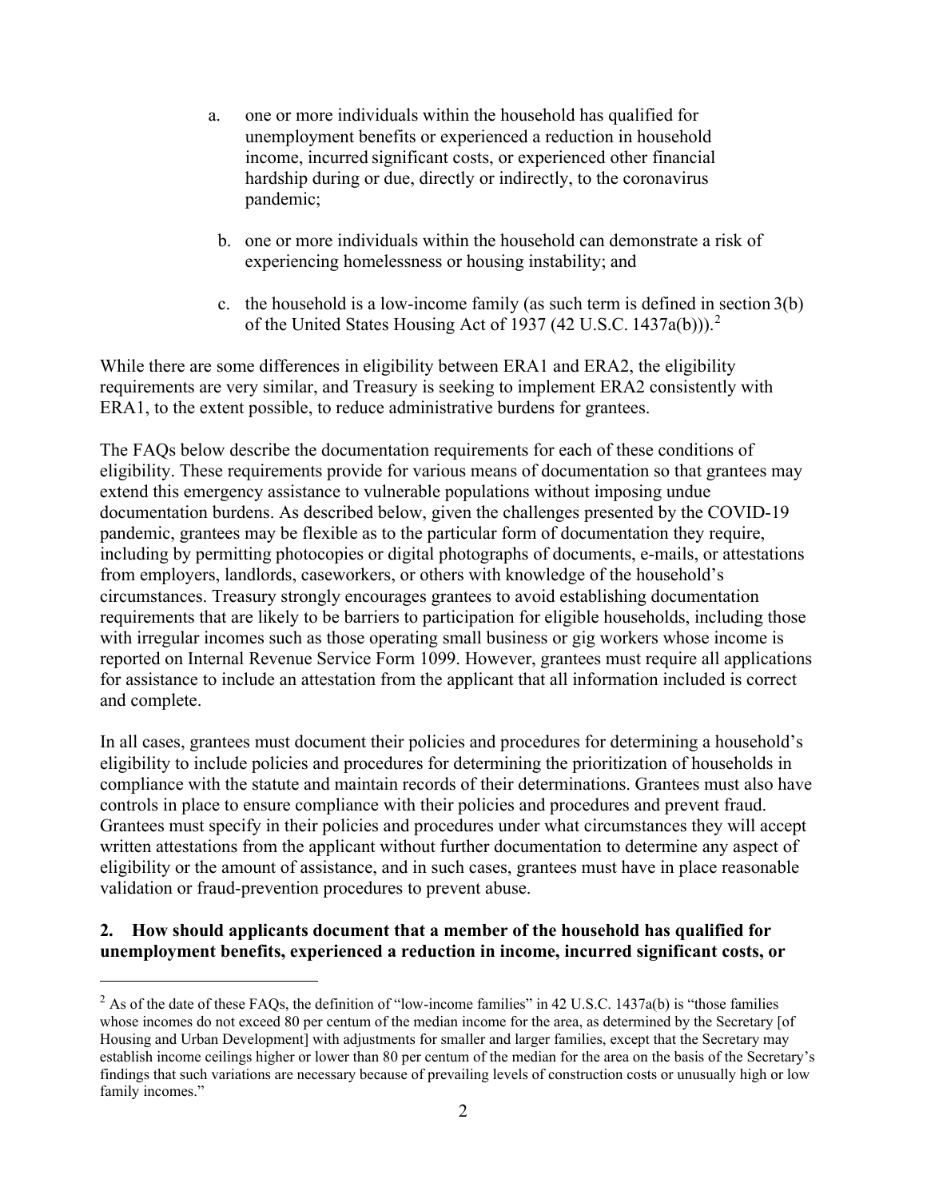a. one or more individuals within the household has qualified for unemployment benefits or experienced a reduction in household income, incurred significant costs, or experienced other financial hardship during or due, directly or indirectly, to the coronavirus pandemic;

b. one or more individuals within the household can demonstrate a risk of experiencing homelessness or housing instability; and

c. the household is a low-income family (as such term is defined in section 3(b) of the United States Housing Act of 1937 (42 U.S.C. 1437a(b))).[2]

While there are some differences in eligibility between ERA1 and ERA2, the eligibility requirements are very similar, and Treasury is seeking to implement ERA2 consistently with ERA1, to the extent possible, to reduce administrative burdens for grantees.

The FAQs below describe the documentation requirements for each of these conditions of eligibility. These requirements provide for various means of documentation so that grantees may extend this emergency assistance to vulnerable populations without imposing undue documentation burdens. As described below, given the challenges presented by the COVID-19 pandemic, grantees may be flexible as to the particular form of documentation they require, including by permitting photocopies or digital photographs of documents, e-mails, or attestations from employers, landlords, caseworkers, or others with knowledge of the household's circumstances. Treasury strongly encourages grantees to avoid establishing documentation requirements that are likely to be barriers to participation for eligible households, including those with irregular incomes such as those operating small business or gig workers whose income is reported on Internal Revenue Service Form 1099. However, grantees must require all applications for assistance to include an attestation from the applicant that all information included is correct and complete.

In all cases, grantees must document their policies and procedures for determining a household's eligibility to include policies and procedures for determining the prioritization of households in compliance with the statute and maintain records of their determinations. Grantees must also have controls in place to ensure compliance with their policies and procedures and prevent fraud. Grantees must specify in their policies and procedures under what circumstances they will accept written attestations from the applicant without further documentation to determine any aspect of eligibility or the amount of assistance, and in such cases, grantees must have in place reasonable validation or fraud-prevention procedures to prevent abuse.

**2. How should applicants document that a member of the household has qualified for unemployment benefits, experienced a reduction in income, incurred significant costs, or**

[2] As of the date of these FAQs, the definition of "low-income families" in 42 U.S.C. 1437a(b) is "those families whose incomes do not exceed 80 per centum of the median income for the area, as determined by the Secretary [of Housing and Urban Development] with adjustments for smaller and larger families, except that the Secretary may establish income ceilings higher or lower than 80 per centum of the median for the area on the basis of the Secretary's findings that such variations are necessary because of prevailing levels of construction costs or unusually high or low family incomes."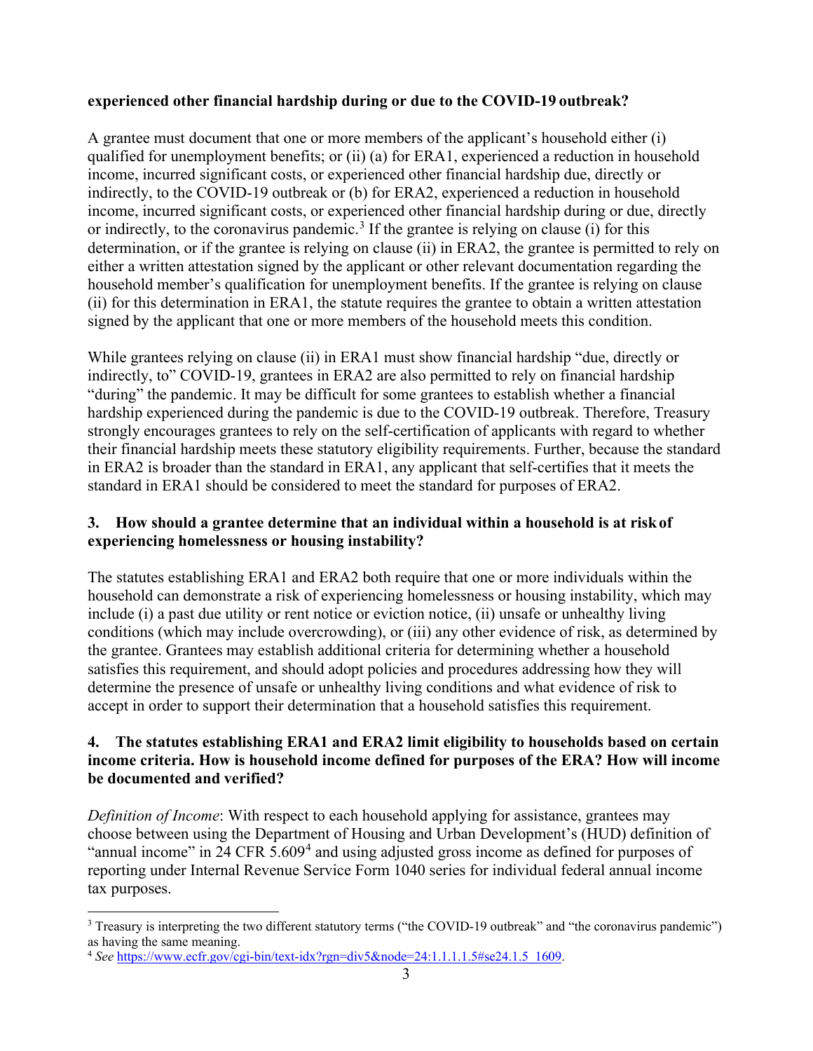**experienced other financial hardship during or due to the COVID-19 outbreak?**

A grantee must document that one or more members of the applicant's household either (i) qualified for unemployment benefits; or (ii) (a) for ERA1, experienced a reduction in household income, incurred significant costs, or experienced other financial hardship due, directly or indirectly, to the COVID-19 outbreak or (b) for ERA2, experienced a reduction in household income, incurred significant costs, or experienced other financial hardship during or due, directly or indirectly, to the coronavirus pandemic.[3] If the grantee is relying on clause (i) for this determination, or if the grantee is relying on clause (ii) in ERA2, the grantee is permitted to rely on either a written attestation signed by the applicant or other relevant documentation regarding the household member's qualification for unemployment benefits. If the grantee is relying on clause (ii) for this determination in ERA1, the statute requires the grantee to obtain a written attestation signed by the applicant that one or more members of the household meets this condition.

While grantees relying on clause (ii) in ERA1 must show financial hardship "due, directly or indirectly, to" COVID-19, grantees in ERA2 are also permitted to rely on financial hardship "during" the pandemic. It may be difficult for some grantees to establish whether a financial hardship experienced during the pandemic is due to the COVID-19 outbreak. Therefore, Treasury strongly encourages grantees to rely on the self-certification of applicants with regard to whether their financial hardship meets these statutory eligibility requirements. Further, because the standard in ERA2 is broader than the standard in ERA1, any applicant that self-certifies that it meets the standard in ERA1 should be considered to meet the standard for purposes of ERA2.

**3. How should a grantee determine that an individual within a household is at risk of experiencing homelessness or housing instability?**

The statutes establishing ERA1 and ERA2 both require that one or more individuals within the household can demonstrate a risk of experiencing homelessness or housing instability, which may include (i) a past due utility or rent notice or eviction notice, (ii) unsafe or unhealthy living conditions (which may include overcrowding), or (iii) any other evidence of risk, as determined by the grantee. Grantees may establish additional criteria for determining whether a household satisfies this requirement, and should adopt policies and procedures addressing how they will determine the presence of unsafe or unhealthy living conditions and what evidence of risk to accept in order to support their determination that a household satisfies this requirement.

**4. The statutes establishing ERA1 and ERA2 limit eligibility to households based on certain income criteria. How is household income defined for purposes of the ERA? How will income be documented and verified?**

*Definition of Income*: With respect to each household applying for assistance, grantees may choose between using the Department of Housing and Urban Development's (HUD) definition of "annual income" in 24 CFR 5.609[4] and using adjusted gross income as defined for purposes of reporting under Internal Revenue Service Form 1040 series for individual federal annual income tax purposes.

---

[3] Treasury is interpreting the two different statutory terms ("the COVID-19 outbreak" and "the coronavirus pandemic") as having the same meaning.

[4] *See* https://www.ecfr.gov/cgi-bin/text-idx?rgn=div5&node=24:1.1.1.1.5#se24.1.5_1609.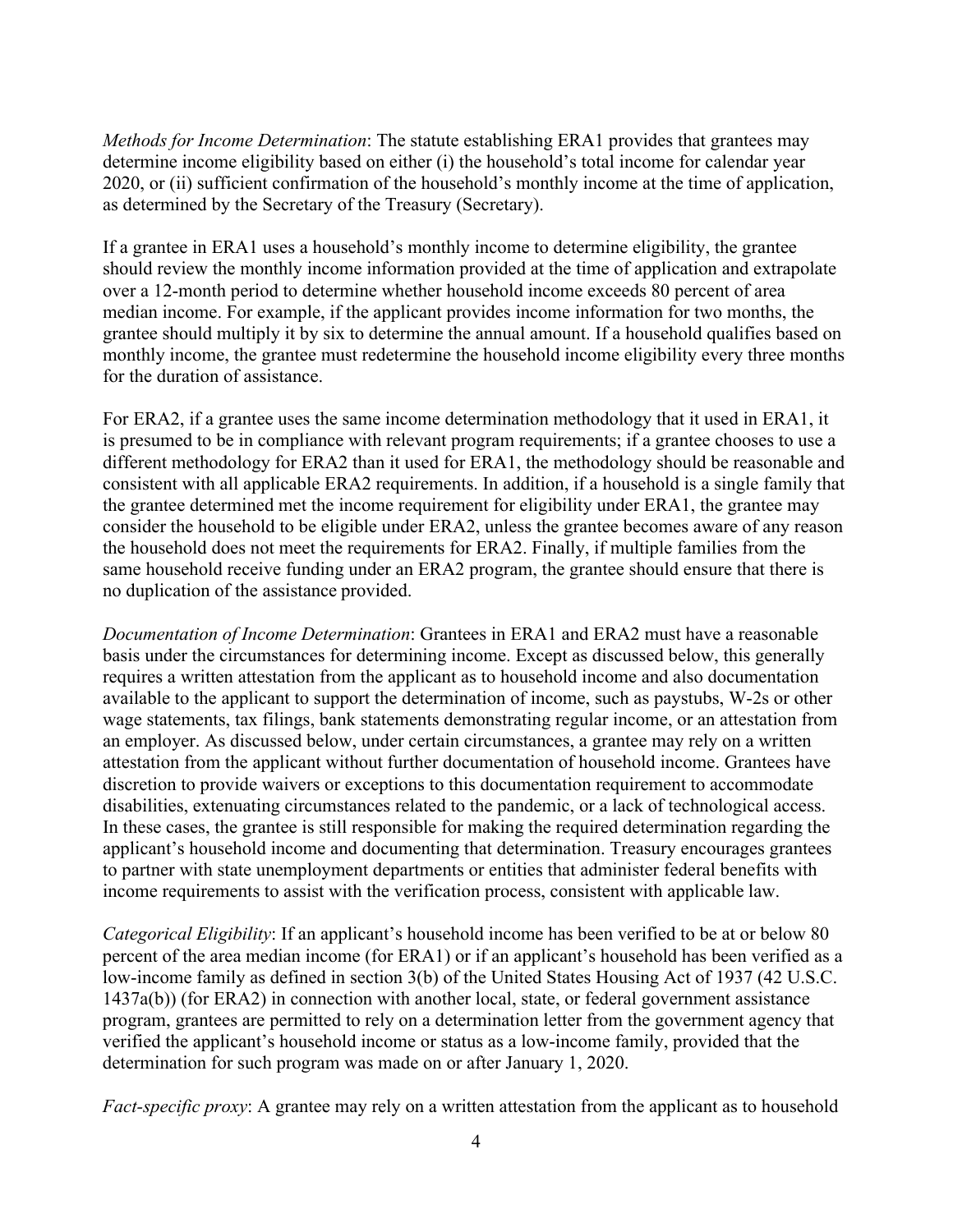*Methods for Income Determination*: The statute establishing ERA1 provides that grantees may determine income eligibility based on either (i) the household's total income for calendar year 2020, or (ii) sufficient confirmation of the household's monthly income at the time of application, as determined by the Secretary of the Treasury (Secretary).

If a grantee in ERA1 uses a household's monthly income to determine eligibility, the grantee should review the monthly income information provided at the time of application and extrapolate over a 12-month period to determine whether household income exceeds 80 percent of area median income. For example, if the applicant provides income information for two months, the grantee should multiply it by six to determine the annual amount. If a household qualifies based on monthly income, the grantee must redetermine the household income eligibility every three months for the duration of assistance.

For ERA2, if a grantee uses the same income determination methodology that it used in ERA1, it is presumed to be in compliance with relevant program requirements; if a grantee chooses to use a different methodology for ERA2 than it used for ERA1, the methodology should be reasonable and consistent with all applicable ERA2 requirements. In addition, if a household is a single family that the grantee determined met the income requirement for eligibility under ERA1, the grantee may consider the household to be eligible under ERA2, unless the grantee becomes aware of any reason the household does not meet the requirements for ERA2. Finally, if multiple families from the same household receive funding under an ERA2 program, the grantee should ensure that there is no duplication of the assistance provided.

*Documentation of Income Determination*: Grantees in ERA1 and ERA2 must have a reasonable basis under the circumstances for determining income. Except as discussed below, this generally requires a written attestation from the applicant as to household income and also documentation available to the applicant to support the determination of income, such as paystubs, W-2s or other wage statements, tax filings, bank statements demonstrating regular income, or an attestation from an employer. As discussed below, under certain circumstances, a grantee may rely on a written attestation from the applicant without further documentation of household income. Grantees have discretion to provide waivers or exceptions to this documentation requirement to accommodate disabilities, extenuating circumstances related to the pandemic, or a lack of technological access. In these cases, the grantee is still responsible for making the required determination regarding the applicant's household income and documenting that determination. Treasury encourages grantees to partner with state unemployment departments or entities that administer federal benefits with income requirements to assist with the verification process, consistent with applicable law.

*Categorical Eligibility*: If an applicant's household income has been verified to be at or below 80 percent of the area median income (for ERA1) or if an applicant's household has been verified as a low-income family as defined in section 3(b) of the United States Housing Act of 1937 (42 U.S.C. 1437a(b)) (for ERA2) in connection with another local, state, or federal government assistance program, grantees are permitted to rely on a determination letter from the government agency that verified the applicant's household income or status as a low-income family, provided that the determination for such program was made on or after January 1, 2020.

*Fact-specific proxy*: A grantee may rely on a written attestation from the applicant as to household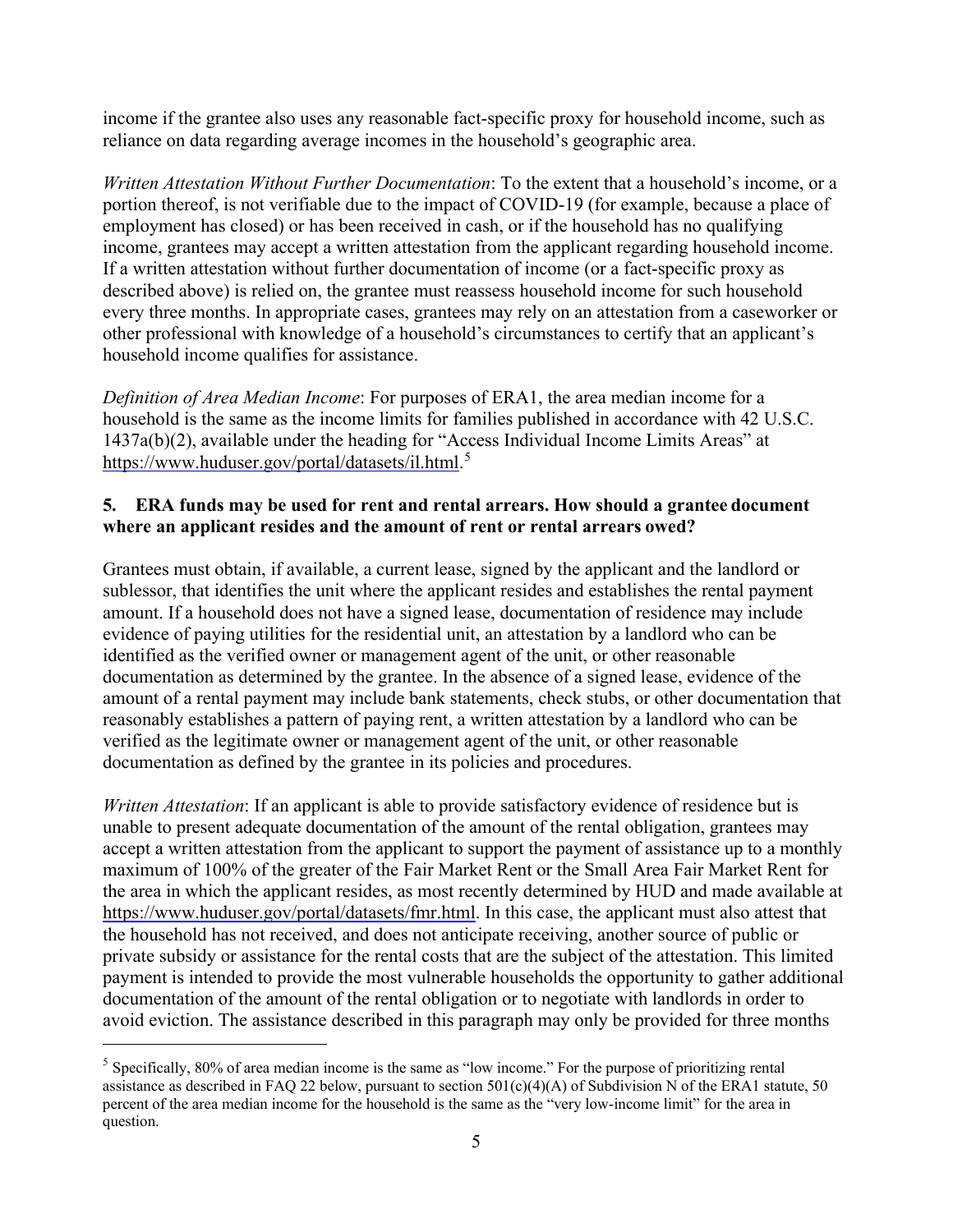income if the grantee also uses any reasonable fact-specific proxy for household income, such as reliance on data regarding average incomes in the household's geographic area.

*Written Attestation Without Further Documentation*: To the extent that a household's income, or a portion thereof, is not verifiable due to the impact of COVID-19 (for example, because a place of employment has closed) or has been received in cash, or if the household has no qualifying income, grantees may accept a written attestation from the applicant regarding household income. If a written attestation without further documentation of income (or a fact-specific proxy as described above) is relied on, the grantee must reassess household income for such household every three months. In appropriate cases, grantees may rely on an attestation from a caseworker or other professional with knowledge of a household's circumstances to certify that an applicant's household income qualifies for assistance.

*Definition of Area Median Income*: For purposes of ERA1, the area median income for a household is the same as the income limits for families published in accordance with 42 U.S.C. 1437a(b)(2), available under the heading for "Access Individual Income Limits Areas" at https://www.huduser.gov/portal/datasets/il.html.[5]

**5. ERA funds may be used for rent and rental arrears. How should a grantee document where an applicant resides and the amount of rent or rental arrears owed?**

Grantees must obtain, if available, a current lease, signed by the applicant and the landlord or sublessor, that identifies the unit where the applicant resides and establishes the rental payment amount. If a household does not have a signed lease, documentation of residence may include evidence of paying utilities for the residential unit, an attestation by a landlord who can be identified as the verified owner or management agent of the unit, or other reasonable documentation as determined by the grantee. In the absence of a signed lease, evidence of the amount of a rental payment may include bank statements, check stubs, or other documentation that reasonably establishes a pattern of paying rent, a written attestation by a landlord who can be verified as the legitimate owner or management agent of the unit, or other reasonable documentation as defined by the grantee in its policies and procedures.

*Written Attestation*: If an applicant is able to provide satisfactory evidence of residence but is unable to present adequate documentation of the amount of the rental obligation, grantees may accept a written attestation from the applicant to support the payment of assistance up to a monthly maximum of 100% of the greater of the Fair Market Rent or the Small Area Fair Market Rent for the area in which the applicant resides, as most recently determined by HUD and made available at https://www.huduser.gov/portal/datasets/fmr.html. In this case, the applicant must also attest that the household has not received, and does not anticipate receiving, another source of public or private subsidy or assistance for the rental costs that are the subject of the attestation. This limited payment is intended to provide the most vulnerable households the opportunity to gather additional documentation of the amount of the rental obligation or to negotiate with landlords in order to avoid eviction. The assistance described in this paragraph may only be provided for three months

---

[5] Specifically, 80% of area median income is the same as "low income." For the purpose of prioritizing rental assistance as described in FAQ 22 below, pursuant to section 501(c)(4)(A) of Subdivision N of the ERA1 statute, 50 percent of the area median income for the household is the same as the "very low-income limit" for the area in question.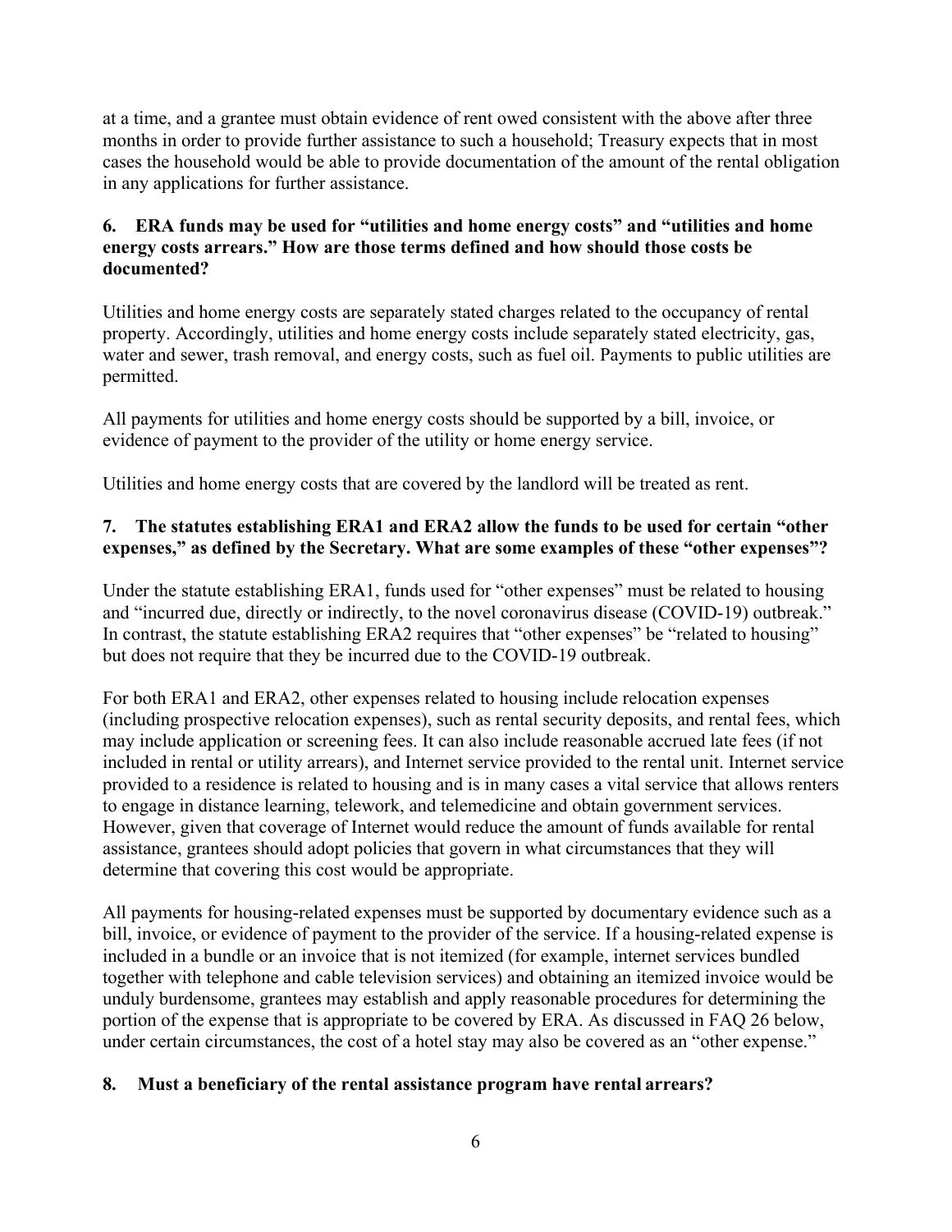at a time, and a grantee must obtain evidence of rent owed consistent with the above after three months in order to provide further assistance to such a household; Treasury expects that in most cases the household would be able to provide documentation of the amount of the rental obligation in any applications for further assistance.

**6. ERA funds may be used for "utilities and home energy costs" and "utilities and home energy costs arrears." How are those terms defined and how should those costs be documented?**

Utilities and home energy costs are separately stated charges related to the occupancy of rental property. Accordingly, utilities and home energy costs include separately stated electricity, gas, water and sewer, trash removal, and energy costs, such as fuel oil. Payments to public utilities are permitted.

All payments for utilities and home energy costs should be supported by a bill, invoice, or evidence of payment to the provider of the utility or home energy service.

Utilities and home energy costs that are covered by the landlord will be treated as rent.

**7. The statutes establishing ERA1 and ERA2 allow the funds to be used for certain "other expenses," as defined by the Secretary. What are some examples of these "other expenses"?**

Under the statute establishing ERA1, funds used for "other expenses" must be related to housing and "incurred due, directly or indirectly, to the novel coronavirus disease (COVID-19) outbreak." In contrast, the statute establishing ERA2 requires that "other expenses" be "related to housing" but does not require that they be incurred due to the COVID-19 outbreak.

For both ERA1 and ERA2, other expenses related to housing include relocation expenses (including prospective relocation expenses), such as rental security deposits, and rental fees, which may include application or screening fees. It can also include reasonable accrued late fees (if not included in rental or utility arrears), and Internet service provided to the rental unit. Internet service provided to a residence is related to housing and is in many cases a vital service that allows renters to engage in distance learning, telework, and telemedicine and obtain government services. However, given that coverage of Internet would reduce the amount of funds available for rental assistance, grantees should adopt policies that govern in what circumstances that they will determine that covering this cost would be appropriate.

All payments for housing-related expenses must be supported by documentary evidence such as a bill, invoice, or evidence of payment to the provider of the service. If a housing-related expense is included in a bundle or an invoice that is not itemized (for example, internet services bundled together with telephone and cable television services) and obtaining an itemized invoice would be unduly burdensome, grantees may establish and apply reasonable procedures for determining the portion of the expense that is appropriate to be covered by ERA. As discussed in FAQ 26 below, under certain circumstances, the cost of a hotel stay may also be covered as an "other expense."

**8. Must a beneficiary of the rental assistance program have rental arrears?**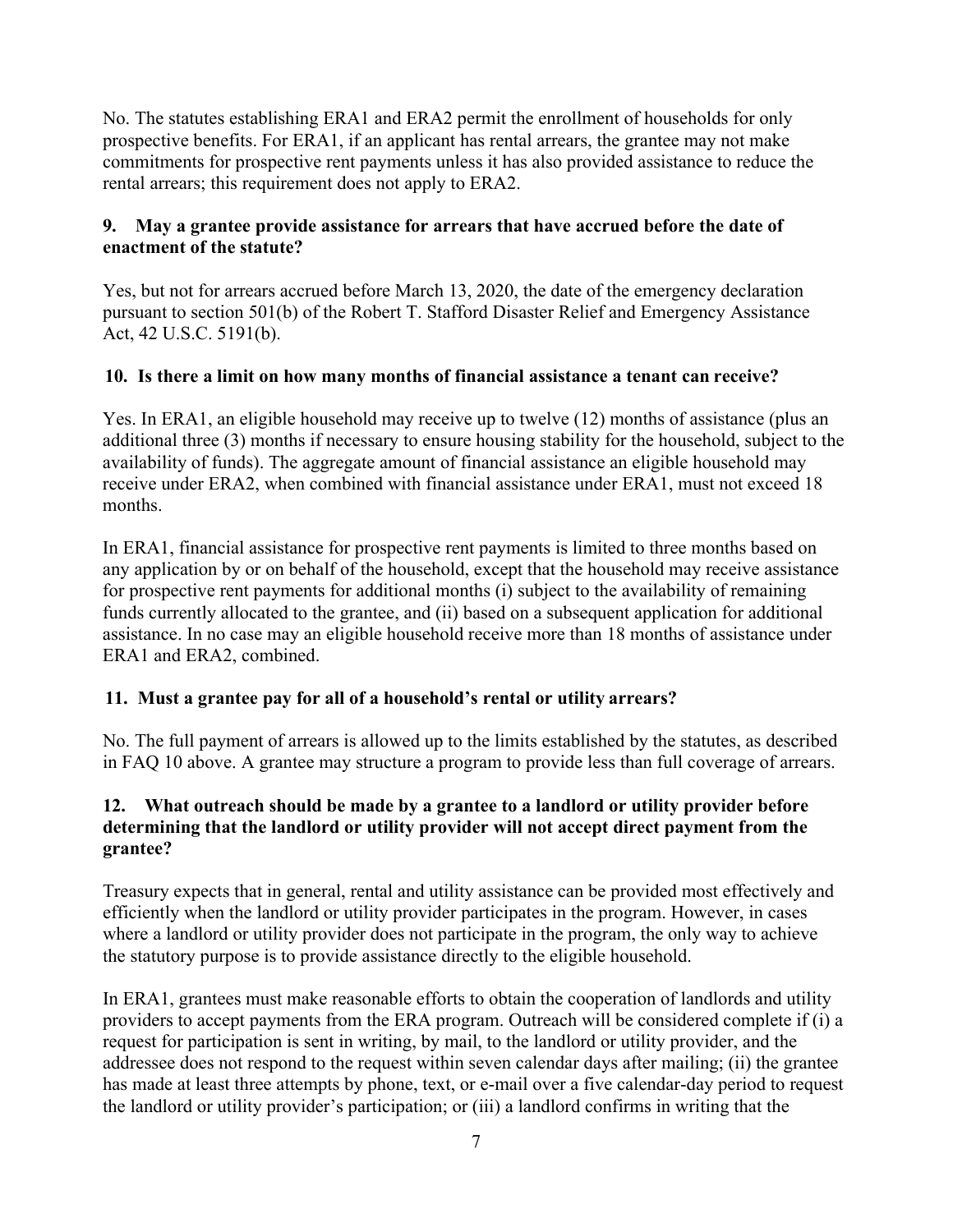No. The statutes establishing ERA1 and ERA2 permit the enrollment of households for only prospective benefits. For ERA1, if an applicant has rental arrears, the grantee may not make commitments for prospective rent payments unless it has also provided assistance to reduce the rental arrears; this requirement does not apply to ERA2.

### 9. May a grantee provide assistance for arrears that have accrued before the date of enactment of the statute?

Yes, but not for arrears accrued before March 13, 2020, the date of the emergency declaration pursuant to section 501(b) of the Robert T. Stafford Disaster Relief and Emergency Assistance Act, 42 U.S.C. 5191(b).

### 10. Is there a limit on how many months of financial assistance a tenant can receive?

Yes. In ERA1, an eligible household may receive up to twelve (12) months of assistance (plus an additional three (3) months if necessary to ensure housing stability for the household, subject to the availability of funds). The aggregate amount of financial assistance an eligible household may receive under ERA2, when combined with financial assistance under ERA1, must not exceed 18 months.

In ERA1, financial assistance for prospective rent payments is limited to three months based on any application by or on behalf of the household, except that the household may receive assistance for prospective rent payments for additional months (i) subject to the availability of remaining funds currently allocated to the grantee, and (ii) based on a subsequent application for additional assistance. In no case may an eligible household receive more than 18 months of assistance under ERA1 and ERA2, combined.

### 11. Must a grantee pay for all of a household's rental or utility arrears?

No. The full payment of arrears is allowed up to the limits established by the statutes, as described in FAQ 10 above. A grantee may structure a program to provide less than full coverage of arrears.

### 12. What outreach should be made by a grantee to a landlord or utility provider before determining that the landlord or utility provider will not accept direct payment from the grantee?

Treasury expects that in general, rental and utility assistance can be provided most effectively and efficiently when the landlord or utility provider participates in the program. However, in cases where a landlord or utility provider does not participate in the program, the only way to achieve the statutory purpose is to provide assistance directly to the eligible household.

In ERA1, grantees must make reasonable efforts to obtain the cooperation of landlords and utility providers to accept payments from the ERA program. Outreach will be considered complete if (i) a request for participation is sent in writing, by mail, to the landlord or utility provider, and the addressee does not respond to the request within seven calendar days after mailing; (ii) the grantee has made at least three attempts by phone, text, or e-mail over a five calendar-day period to request the landlord or utility provider's participation; or (iii) a landlord confirms in writing that the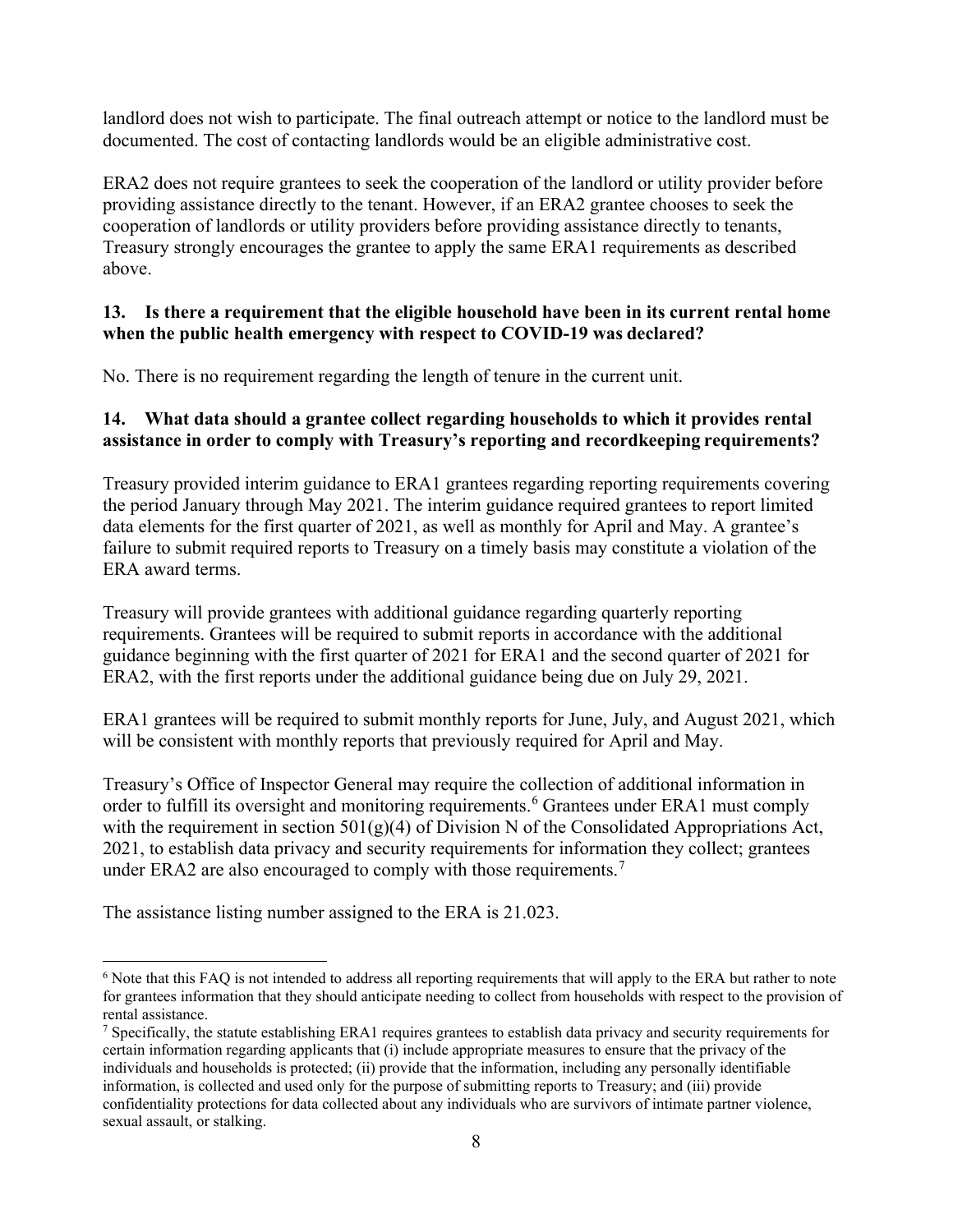landlord does not wish to participate. The final outreach attempt or notice to the landlord must be documented. The cost of contacting landlords would be an eligible administrative cost.

ERA2 does not require grantees to seek the cooperation of the landlord or utility provider before providing assistance directly to the tenant. However, if an ERA2 grantee chooses to seek the cooperation of landlords or utility providers before providing assistance directly to tenants, Treasury strongly encourages the grantee to apply the same ERA1 requirements as described above.

**13. Is there a requirement that the eligible household have been in its current rental home when the public health emergency with respect to COVID-19 was declared?**

No. There is no requirement regarding the length of tenure in the current unit.

**14. What data should a grantee collect regarding households to which it provides rental assistance in order to comply with Treasury's reporting and recordkeeping requirements?**

Treasury provided interim guidance to ERA1 grantees regarding reporting requirements covering the period January through May 2021. The interim guidance required grantees to report limited data elements for the first quarter of 2021, as well as monthly for April and May. A grantee's failure to submit required reports to Treasury on a timely basis may constitute a violation of the ERA award terms.

Treasury will provide grantees with additional guidance regarding quarterly reporting requirements. Grantees will be required to submit reports in accordance with the additional guidance beginning with the first quarter of 2021 for ERA1 and the second quarter of 2021 for ERA2, with the first reports under the additional guidance being due on July 29, 2021.

ERA1 grantees will be required to submit monthly reports for June, July, and August 2021, which will be consistent with monthly reports that previously required for April and May.

Treasury's Office of Inspector General may require the collection of additional information in order to fulfill its oversight and monitoring requirements.[6] Grantees under ERA1 must comply with the requirement in section 501(g)(4) of Division N of the Consolidated Appropriations Act, 2021, to establish data privacy and security requirements for information they collect; grantees under ERA2 are also encouraged to comply with those requirements.[7]

The assistance listing number assigned to the ERA is 21.023.

---

[6] Note that this FAQ is not intended to address all reporting requirements that will apply to the ERA but rather to note for grantees information that they should anticipate needing to collect from households with respect to the provision of rental assistance.

[7] Specifically, the statute establishing ERA1 requires grantees to establish data privacy and security requirements for certain information regarding applicants that (i) include appropriate measures to ensure that the privacy of the individuals and households is protected; (ii) provide that the information, including any personally identifiable information, is collected and used only for the purpose of submitting reports to Treasury; and (iii) provide confidentiality protections for data collected about any individuals who are survivors of intimate partner violence, sexual assault, or stalking.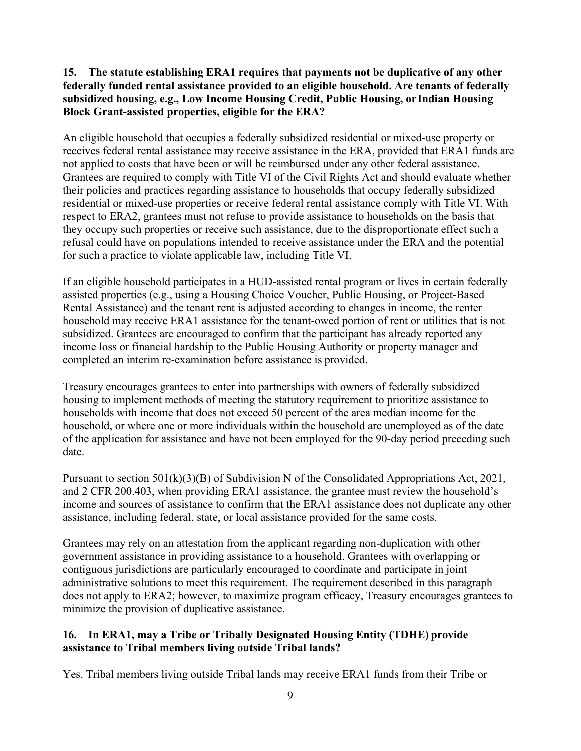**15. The statute establishing ERA1 requires that payments not be duplicative of any other federally funded rental assistance provided to an eligible household. Are tenants of federally subsidized housing, e.g., Low Income Housing Credit, Public Housing, or Indian Housing Block Grant-assisted properties, eligible for the ERA?**

An eligible household that occupies a federally subsidized residential or mixed-use property or receives federal rental assistance may receive assistance in the ERA, provided that ERA1 funds are not applied to costs that have been or will be reimbursed under any other federal assistance. Grantees are required to comply with Title VI of the Civil Rights Act and should evaluate whether their policies and practices regarding assistance to households that occupy federally subsidized residential or mixed-use properties or receive federal rental assistance comply with Title VI. With respect to ERA2, grantees must not refuse to provide assistance to households on the basis that they occupy such properties or receive such assistance, due to the disproportionate effect such a refusal could have on populations intended to receive assistance under the ERA and the potential for such a practice to violate applicable law, including Title VI.

If an eligible household participates in a HUD-assisted rental program or lives in certain federally assisted properties (e.g., using a Housing Choice Voucher, Public Housing, or Project-Based Rental Assistance) and the tenant rent is adjusted according to changes in income, the renter household may receive ERA1 assistance for the tenant-owed portion of rent or utilities that is not subsidized. Grantees are encouraged to confirm that the participant has already reported any income loss or financial hardship to the Public Housing Authority or property manager and completed an interim re-examination before assistance is provided.

Treasury encourages grantees to enter into partnerships with owners of federally subsidized housing to implement methods of meeting the statutory requirement to prioritize assistance to households with income that does not exceed 50 percent of the area median income for the household, or where one or more individuals within the household are unemployed as of the date of the application for assistance and have not been employed for the 90-day period preceding such date.

Pursuant to section 501(k)(3)(B) of Subdivision N of the Consolidated Appropriations Act, 2021, and 2 CFR 200.403, when providing ERA1 assistance, the grantee must review the household's income and sources of assistance to confirm that the ERA1 assistance does not duplicate any other assistance, including federal, state, or local assistance provided for the same costs.

Grantees may rely on an attestation from the applicant regarding non-duplication with other government assistance in providing assistance to a household. Grantees with overlapping or contiguous jurisdictions are particularly encouraged to coordinate and participate in joint administrative solutions to meet this requirement. The requirement described in this paragraph does not apply to ERA2; however, to maximize program efficacy, Treasury encourages grantees to minimize the provision of duplicative assistance.

**16. In ERA1, may a Tribe or Tribally Designated Housing Entity (TDHE) provide assistance to Tribal members living outside Tribal lands?**

Yes. Tribal members living outside Tribal lands may receive ERA1 funds from their Tribe or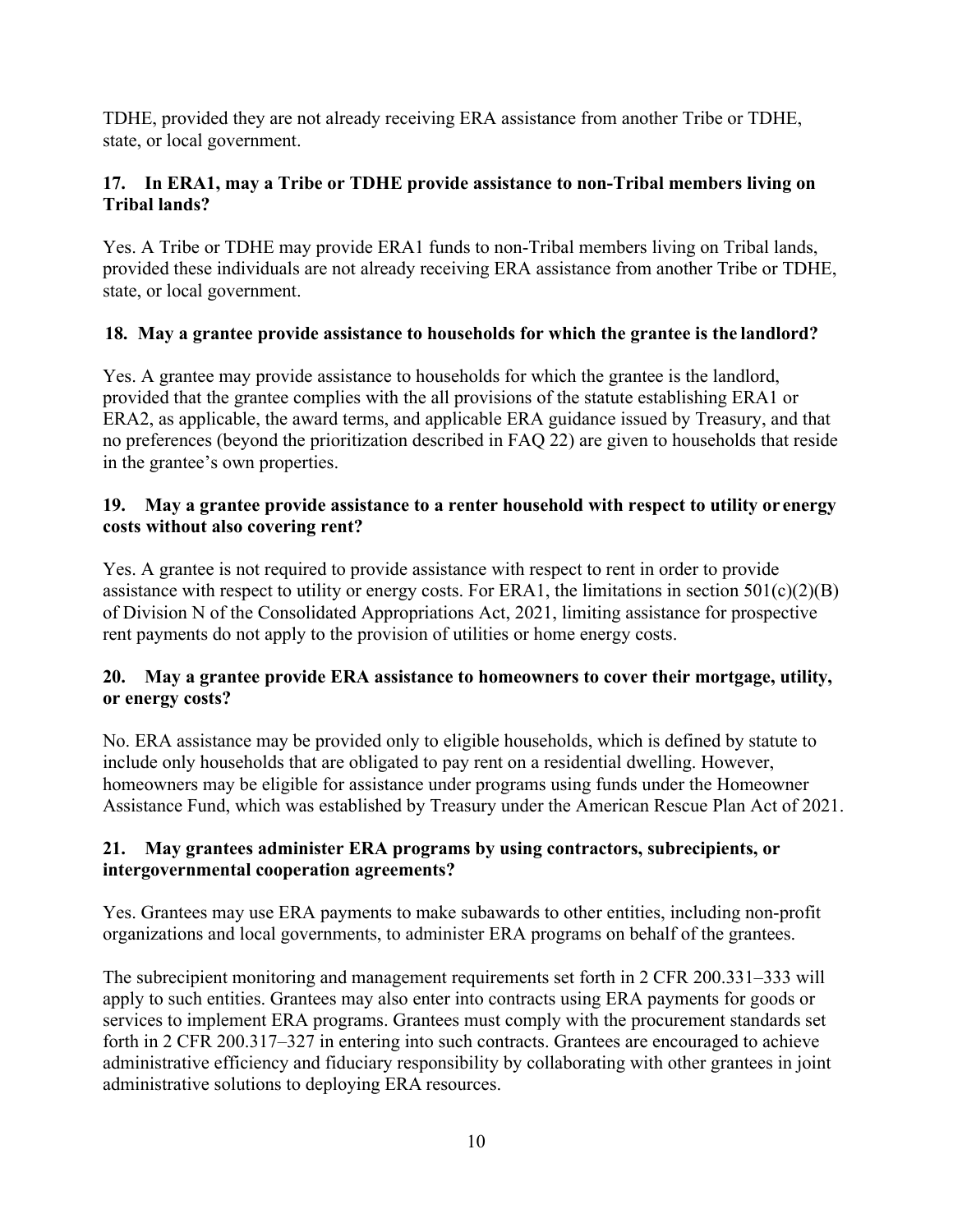TDHE, provided they are not already receiving ERA assistance from another Tribe or TDHE, state, or local government.

### 17. In ERA1, may a Tribe or TDHE provide assistance to non-Tribal members living on Tribal lands?

Yes. A Tribe or TDHE may provide ERA1 funds to non-Tribal members living on Tribal lands, provided these individuals are not already receiving ERA assistance from another Tribe or TDHE, state, or local government.

### 18. May a grantee provide assistance to households for which the grantee is the landlord?

Yes. A grantee may provide assistance to households for which the grantee is the landlord, provided that the grantee complies with the all provisions of the statute establishing ERA1 or ERA2, as applicable, the award terms, and applicable ERA guidance issued by Treasury, and that no preferences (beyond the prioritization described in FAQ 22) are given to households that reside in the grantee's own properties.

### 19. May a grantee provide assistance to a renter household with respect to utility or energy costs without also covering rent?

Yes. A grantee is not required to provide assistance with respect to rent in order to provide assistance with respect to utility or energy costs. For ERA1, the limitations in section 501(c)(2)(B) of Division N of the Consolidated Appropriations Act, 2021, limiting assistance for prospective rent payments do not apply to the provision of utilities or home energy costs.

### 20. May a grantee provide ERA assistance to homeowners to cover their mortgage, utility, or energy costs?

No. ERA assistance may be provided only to eligible households, which is defined by statute to include only households that are obligated to pay rent on a residential dwelling. However, homeowners may be eligible for assistance under programs using funds under the Homeowner Assistance Fund, which was established by Treasury under the American Rescue Plan Act of 2021.

### 21. May grantees administer ERA programs by using contractors, subrecipients, or intergovernmental cooperation agreements?

Yes. Grantees may use ERA payments to make subawards to other entities, including non-profit organizations and local governments, to administer ERA programs on behalf of the grantees.

The subrecipient monitoring and management requirements set forth in 2 CFR 200.331–333 will apply to such entities. Grantees may also enter into contracts using ERA payments for goods or services to implement ERA programs. Grantees must comply with the procurement standards set forth in 2 CFR 200.317–327 in entering into such contracts. Grantees are encouraged to achieve administrative efficiency and fiduciary responsibility by collaborating with other grantees in joint administrative solutions to deploying ERA resources.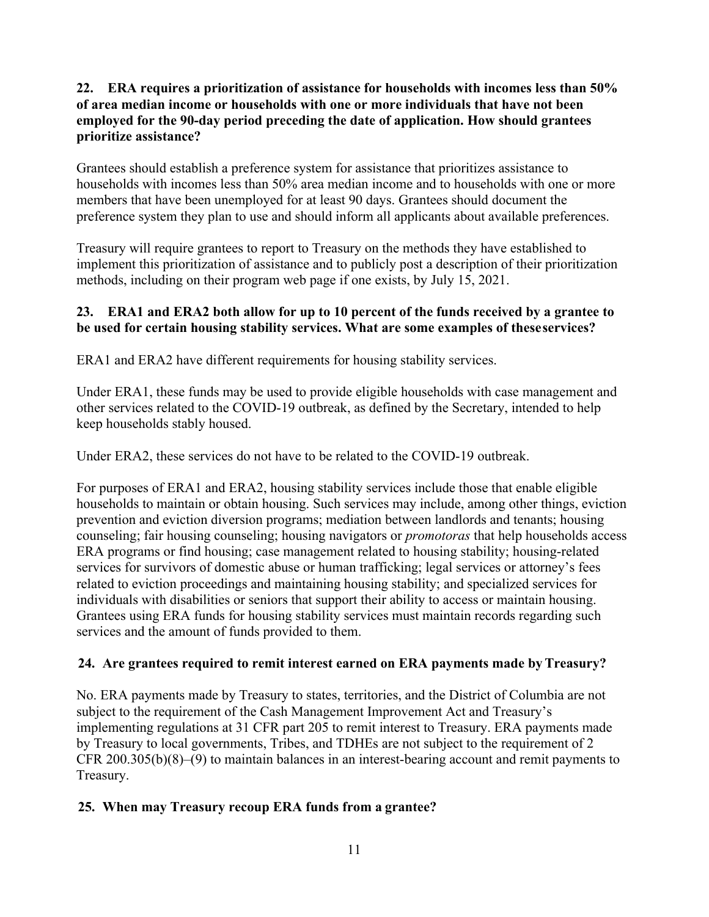**22. ERA requires a prioritization of assistance for households with incomes less than 50% of area median income or households with one or more individuals that have not been employed for the 90-day period preceding the date of application. How should grantees prioritize assistance?**

Grantees should establish a preference system for assistance that prioritizes assistance to households with incomes less than 50% area median income and to households with one or more members that have been unemployed for at least 90 days. Grantees should document the preference system they plan to use and should inform all applicants about available preferences.

Treasury will require grantees to report to Treasury on the methods they have established to implement this prioritization of assistance and to publicly post a description of their prioritization methods, including on their program web page if one exists, by July 15, 2021.

**23. ERA1 and ERA2 both allow for up to 10 percent of the funds received by a grantee to be used for certain housing stability services. What are some examples of these services?**

ERA1 and ERA2 have different requirements for housing stability services.

Under ERA1, these funds may be used to provide eligible households with case management and other services related to the COVID-19 outbreak, as defined by the Secretary, intended to help keep households stably housed.

Under ERA2, these services do not have to be related to the COVID-19 outbreak.

For purposes of ERA1 and ERA2, housing stability services include those that enable eligible households to maintain or obtain housing. Such services may include, among other things, eviction prevention and eviction diversion programs; mediation between landlords and tenants; housing counseling; fair housing counseling; housing navigators or *promotoras* that help households access ERA programs or find housing; case management related to housing stability; housing-related services for survivors of domestic abuse or human trafficking; legal services or attorney's fees related to eviction proceedings and maintaining housing stability; and specialized services for individuals with disabilities or seniors that support their ability to access or maintain housing. Grantees using ERA funds for housing stability services must maintain records regarding such services and the amount of funds provided to them.

**24. Are grantees required to remit interest earned on ERA payments made by Treasury?**

No. ERA payments made by Treasury to states, territories, and the District of Columbia are not subject to the requirement of the Cash Management Improvement Act and Treasury's implementing regulations at 31 CFR part 205 to remit interest to Treasury. ERA payments made by Treasury to local governments, Tribes, and TDHEs are not subject to the requirement of 2 CFR 200.305(b)(8)–(9) to maintain balances in an interest-bearing account and remit payments to Treasury.

**25. When may Treasury recoup ERA funds from a grantee?**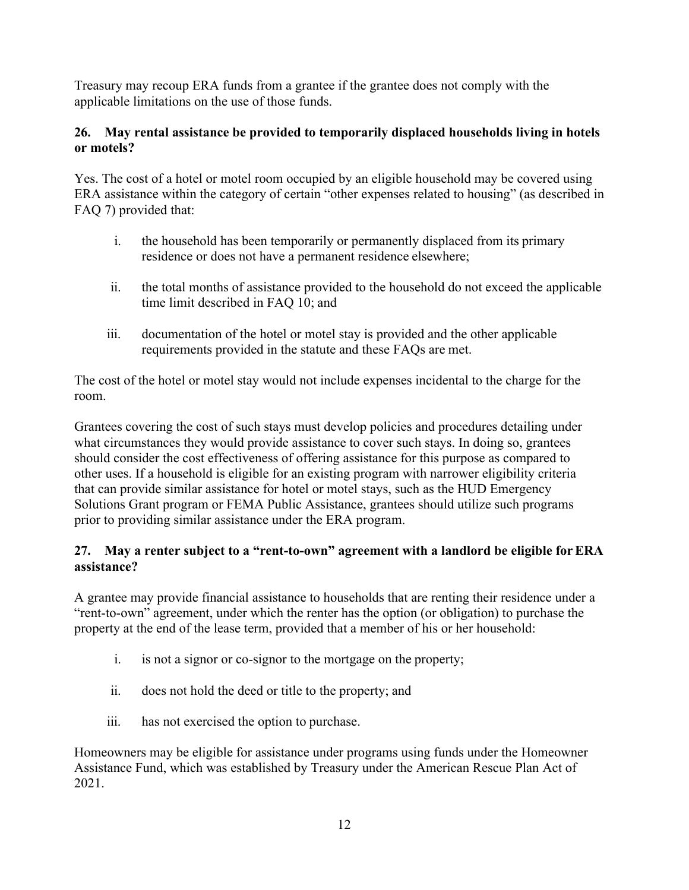Treasury may recoup ERA funds from a grantee if the grantee does not comply with the applicable limitations on the use of those funds.

### 26. May rental assistance be provided to temporarily displaced households living in hotels or motels?

Yes. The cost of a hotel or motel room occupied by an eligible household may be covered using ERA assistance within the category of certain "other expenses related to housing" (as described in FAQ 7) provided that:

i. the household has been temporarily or permanently displaced from its primary residence or does not have a permanent residence elsewhere;

ii. the total months of assistance provided to the household do not exceed the applicable time limit described in FAQ 10; and

iii. documentation of the hotel or motel stay is provided and the other applicable requirements provided in the statute and these FAQs are met.

The cost of the hotel or motel stay would not include expenses incidental to the charge for the room.

Grantees covering the cost of such stays must develop policies and procedures detailing under what circumstances they would provide assistance to cover such stays. In doing so, grantees should consider the cost effectiveness of offering assistance for this purpose as compared to other uses. If a household is eligible for an existing program with narrower eligibility criteria that can provide similar assistance for hotel or motel stays, such as the HUD Emergency Solutions Grant program or FEMA Public Assistance, grantees should utilize such programs prior to providing similar assistance under the ERA program.

### 27. May a renter subject to a "rent-to-own" agreement with a landlord be eligible for ERA assistance?

A grantee may provide financial assistance to households that are renting their residence under a "rent-to-own" agreement, under which the renter has the option (or obligation) to purchase the property at the end of the lease term, provided that a member of his or her household:

i. is not a signor or co-signor to the mortgage on the property;

ii. does not hold the deed or title to the property; and

iii. has not exercised the option to purchase.

Homeowners may be eligible for assistance under programs using funds under the Homeowner Assistance Fund, which was established by Treasury under the American Rescue Plan Act of 2021.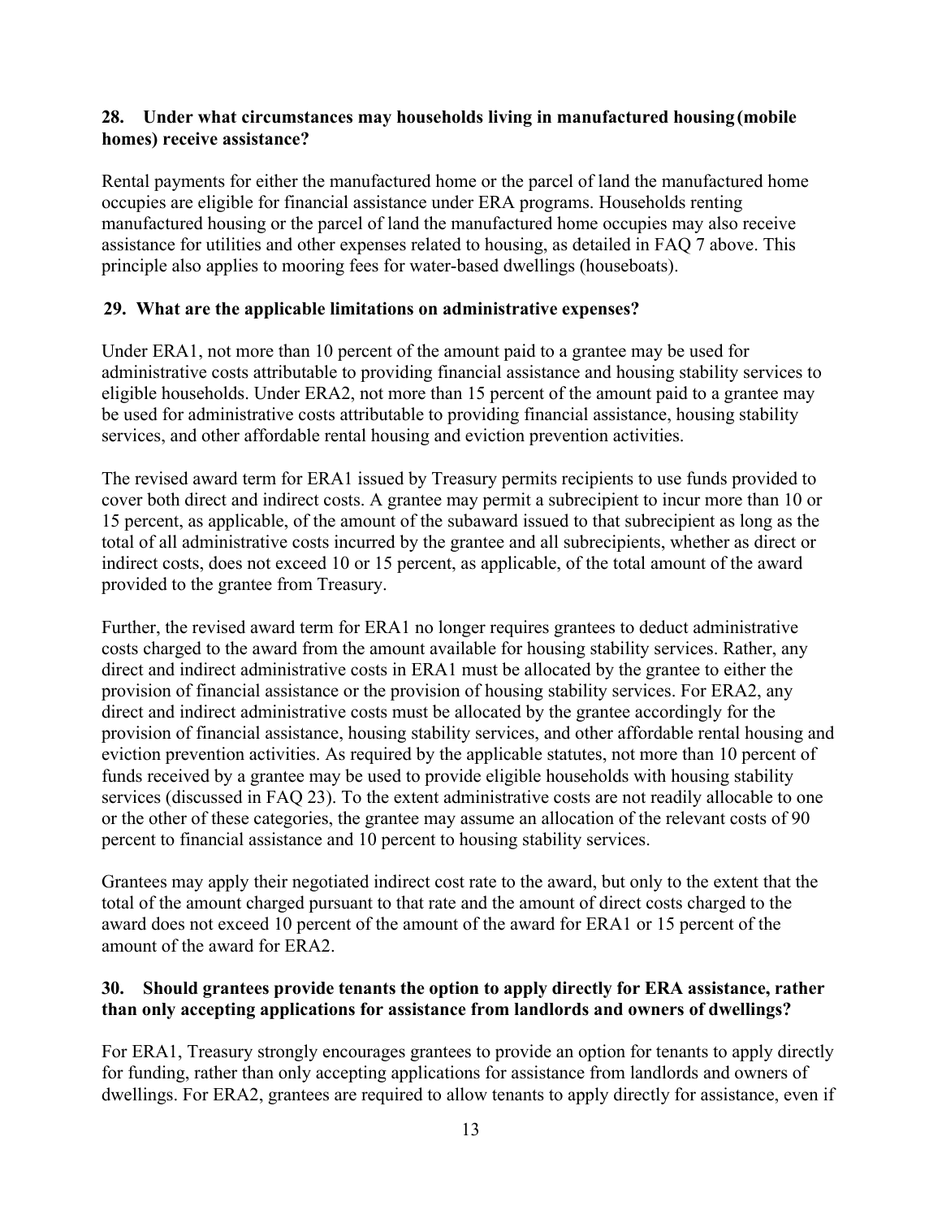**28. Under what circumstances may households living in manufactured housing (mobile homes) receive assistance?**

Rental payments for either the manufactured home or the parcel of land the manufactured home occupies are eligible for financial assistance under ERA programs. Households renting manufactured housing or the parcel of land the manufactured home occupies may also receive assistance for utilities and other expenses related to housing, as detailed in FAQ 7 above. This principle also applies to mooring fees for water-based dwellings (houseboats).

**29. What are the applicable limitations on administrative expenses?**

Under ERA1, not more than 10 percent of the amount paid to a grantee may be used for administrative costs attributable to providing financial assistance and housing stability services to eligible households. Under ERA2, not more than 15 percent of the amount paid to a grantee may be used for administrative costs attributable to providing financial assistance, housing stability services, and other affordable rental housing and eviction prevention activities.

The revised award term for ERA1 issued by Treasury permits recipients to use funds provided to cover both direct and indirect costs. A grantee may permit a subrecipient to incur more than 10 or 15 percent, as applicable, of the amount of the subaward issued to that subrecipient as long as the total of all administrative costs incurred by the grantee and all subrecipients, whether as direct or indirect costs, does not exceed 10 or 15 percent, as applicable, of the total amount of the award provided to the grantee from Treasury.

Further, the revised award term for ERA1 no longer requires grantees to deduct administrative costs charged to the award from the amount available for housing stability services. Rather, any direct and indirect administrative costs in ERA1 must be allocated by the grantee to either the provision of financial assistance or the provision of housing stability services. For ERA2, any direct and indirect administrative costs must be allocated by the grantee accordingly for the provision of financial assistance, housing stability services, and other affordable rental housing and eviction prevention activities. As required by the applicable statutes, not more than 10 percent of funds received by a grantee may be used to provide eligible households with housing stability services (discussed in FAQ 23). To the extent administrative costs are not readily allocable to one or the other of these categories, the grantee may assume an allocation of the relevant costs of 90 percent to financial assistance and 10 percent to housing stability services.

Grantees may apply their negotiated indirect cost rate to the award, but only to the extent that the total of the amount charged pursuant to that rate and the amount of direct costs charged to the award does not exceed 10 percent of the amount of the award for ERA1 or 15 percent of the amount of the award for ERA2.

**30. Should grantees provide tenants the option to apply directly for ERA assistance, rather than only accepting applications for assistance from landlords and owners of dwellings?**

For ERA1, Treasury strongly encourages grantees to provide an option for tenants to apply directly for funding, rather than only accepting applications for assistance from landlords and owners of dwellings. For ERA2, grantees are required to allow tenants to apply directly for assistance, even if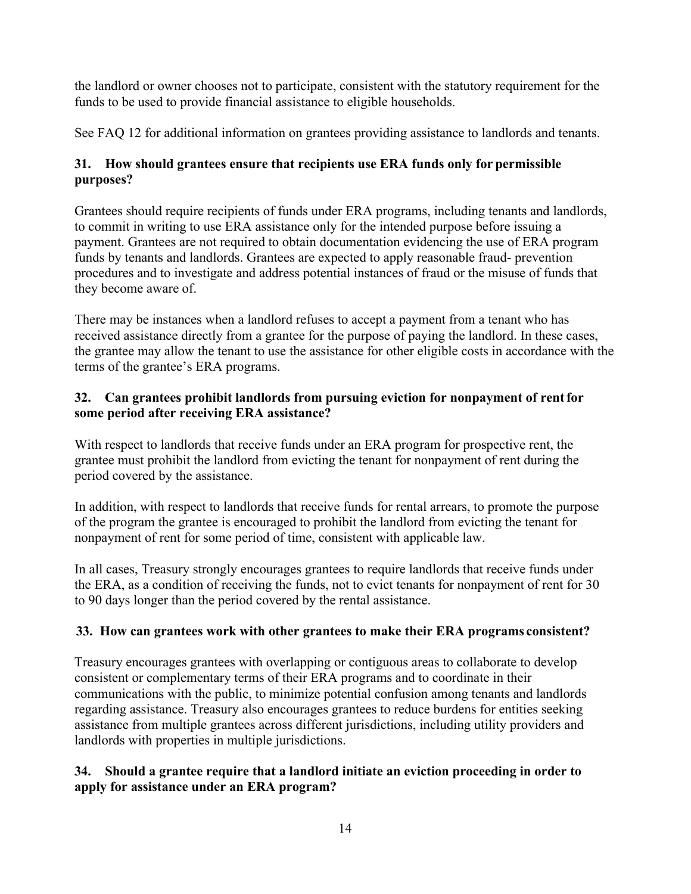the landlord or owner chooses not to participate, consistent with the statutory requirement for the funds to be used to provide financial assistance to eligible households.

See FAQ 12 for additional information on grantees providing assistance to landlords and tenants.

### 31. How should grantees ensure that recipients use ERA funds only for permissible purposes?

Grantees should require recipients of funds under ERA programs, including tenants and landlords, to commit in writing to use ERA assistance only for the intended purpose before issuing a payment. Grantees are not required to obtain documentation evidencing the use of ERA program funds by tenants and landlords. Grantees are expected to apply reasonable fraud- prevention procedures and to investigate and address potential instances of fraud or the misuse of funds that they become aware of.

There may be instances when a landlord refuses to accept a payment from a tenant who has received assistance directly from a grantee for the purpose of paying the landlord. In these cases, the grantee may allow the tenant to use the assistance for other eligible costs in accordance with the terms of the grantee's ERA programs.

### 32. Can grantees prohibit landlords from pursuing eviction for nonpayment of rent for some period after receiving ERA assistance?

With respect to landlords that receive funds under an ERA program for prospective rent, the grantee must prohibit the landlord from evicting the tenant for nonpayment of rent during the period covered by the assistance.

In addition, with respect to landlords that receive funds for rental arrears, to promote the purpose of the program the grantee is encouraged to prohibit the landlord from evicting the tenant for nonpayment of rent for some period of time, consistent with applicable law.

In all cases, Treasury strongly encourages grantees to require landlords that receive funds under the ERA, as a condition of receiving the funds, not to evict tenants for nonpayment of rent for 30 to 90 days longer than the period covered by the rental assistance.

### 33. How can grantees work with other grantees to make their ERA programs consistent?

Treasury encourages grantees with overlapping or contiguous areas to collaborate to develop consistent or complementary terms of their ERA programs and to coordinate in their communications with the public, to minimize potential confusion among tenants and landlords regarding assistance. Treasury also encourages grantees to reduce burdens for entities seeking assistance from multiple grantees across different jurisdictions, including utility providers and landlords with properties in multiple jurisdictions.

### 34. Should a grantee require that a landlord initiate an eviction proceeding in order to apply for assistance under an ERA program?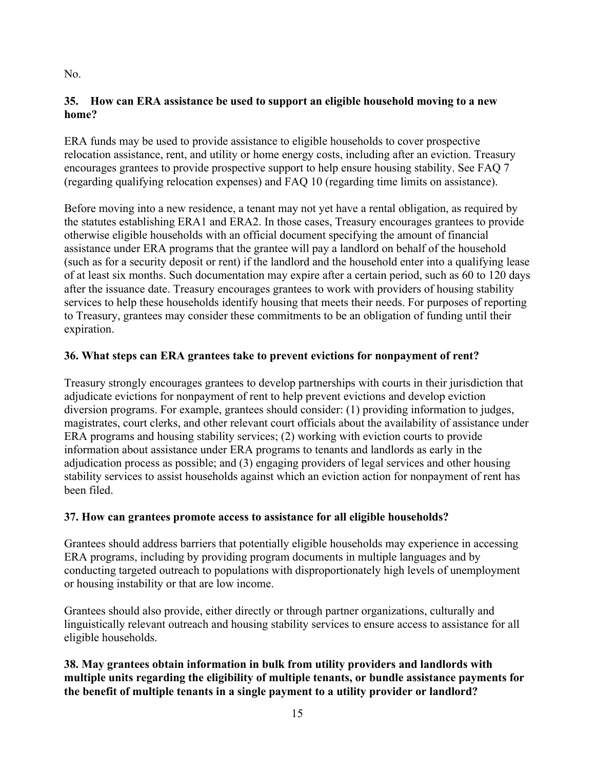No.

**35. How can ERA assistance be used to support an eligible household moving to a new home?**

ERA funds may be used to provide assistance to eligible households to cover prospective relocation assistance, rent, and utility or home energy costs, including after an eviction. Treasury encourages grantees to provide prospective support to help ensure housing stability. See FAQ 7 (regarding qualifying relocation expenses) and FAQ 10 (regarding time limits on assistance).

Before moving into a new residence, a tenant may not yet have a rental obligation, as required by the statutes establishing ERA1 and ERA2. In those cases, Treasury encourages grantees to provide otherwise eligible households with an official document specifying the amount of financial assistance under ERA programs that the grantee will pay a landlord on behalf of the household (such as for a security deposit or rent) if the landlord and the household enter into a qualifying lease of at least six months. Such documentation may expire after a certain period, such as 60 to 120 days after the issuance date. Treasury encourages grantees to work with providers of housing stability services to help these households identify housing that meets their needs. For purposes of reporting to Treasury, grantees may consider these commitments to be an obligation of funding until their expiration.

**36. What steps can ERA grantees take to prevent evictions for nonpayment of rent?**

Treasury strongly encourages grantees to develop partnerships with courts in their jurisdiction that adjudicate evictions for nonpayment of rent to help prevent evictions and develop eviction diversion programs. For example, grantees should consider: (1) providing information to judges, magistrates, court clerks, and other relevant court officials about the availability of assistance under ERA programs and housing stability services; (2) working with eviction courts to provide information about assistance under ERA programs to tenants and landlords as early in the adjudication process as possible; and (3) engaging providers of legal services and other housing stability services to assist households against which an eviction action for nonpayment of rent has been filed.

**37. How can grantees promote access to assistance for all eligible households?**

Grantees should address barriers that potentially eligible households may experience in accessing ERA programs, including by providing program documents in multiple languages and by conducting targeted outreach to populations with disproportionately high levels of unemployment or housing instability or that are low income.

Grantees should also provide, either directly or through partner organizations, culturally and linguistically relevant outreach and housing stability services to ensure access to assistance for all eligible households.

**38. May grantees obtain information in bulk from utility providers and landlords with multiple units regarding the eligibility of multiple tenants, or bundle assistance payments for the benefit of multiple tenants in a single payment to a utility provider or landlord?**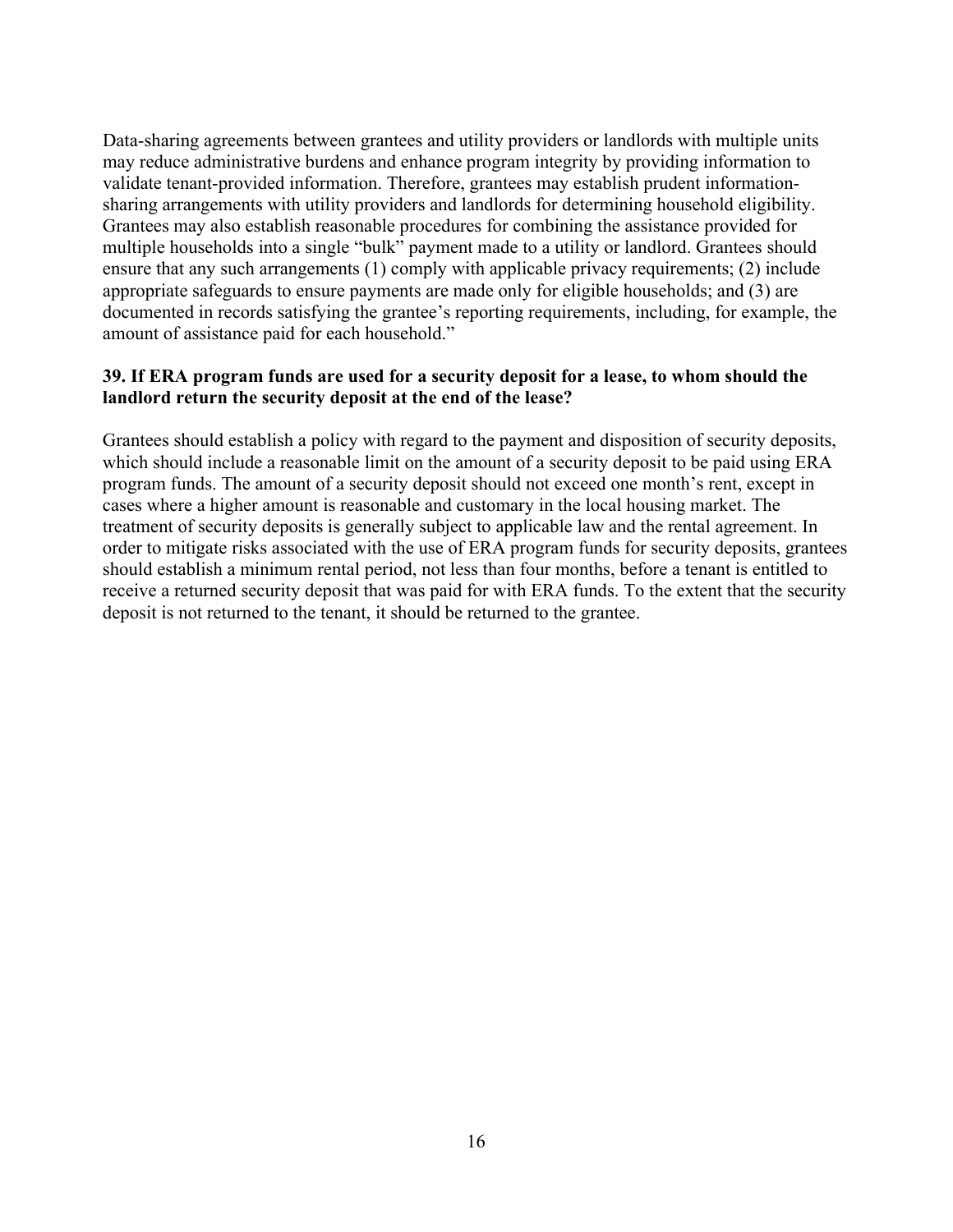Data-sharing agreements between grantees and utility providers or landlords with multiple units may reduce administrative burdens and enhance program integrity by providing information to validate tenant-provided information. Therefore, grantees may establish prudent information-sharing arrangements with utility providers and landlords for determining household eligibility. Grantees may also establish reasonable procedures for combining the assistance provided for multiple households into a single "bulk" payment made to a utility or landlord. Grantees should ensure that any such arrangements (1) comply with applicable privacy requirements; (2) include appropriate safeguards to ensure payments are made only for eligible households; and (3) are documented in records satisfying the grantee's reporting requirements, including, for example, the amount of assistance paid for each household."

**39. If ERA program funds are used for a security deposit for a lease, to whom should the landlord return the security deposit at the end of the lease?**

Grantees should establish a policy with regard to the payment and disposition of security deposits, which should include a reasonable limit on the amount of a security deposit to be paid using ERA program funds. The amount of a security deposit should not exceed one month's rent, except in cases where a higher amount is reasonable and customary in the local housing market. The treatment of security deposits is generally subject to applicable law and the rental agreement. In order to mitigate risks associated with the use of ERA program funds for security deposits, grantees should establish a minimum rental period, not less than four months, before a tenant is entitled to receive a returned security deposit that was paid for with ERA funds. To the extent that the security deposit is not returned to the tenant, it should be returned to the grantee.